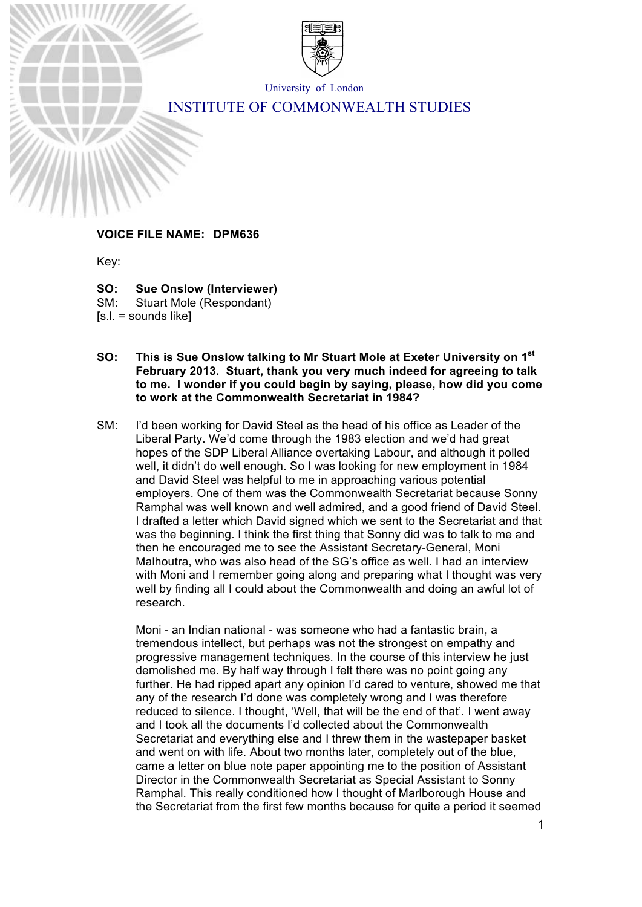University of London

# INSTITUTE OF COMMONWEALTH STUDIES

**VOICE FILE NAME: DPM636**

Key:

**SO: Sue Onslow (Interviewer)**
SM: Stuart Mole (Respondant)
[s.l. = sounds like]

**SO: This is Sue Onslow talking to Mr Stuart Mole at Exeter University on 1st February 2013. Stuart, thank you very much indeed for agreeing to talk to me. I wonder if you could begin by saying, please, how did you come to work at the Commonwealth Secretariat in 1984?**

SM: I'd been working for David Steel as the head of his office as Leader of the Liberal Party. We'd come through the 1983 election and we'd had great hopes of the SDP Liberal Alliance overtaking Labour, and although it polled well, it didn't do well enough. So I was looking for new employment in 1984 and David Steel was helpful to me in approaching various potential employers. One of them was the Commonwealth Secretariat because Sonny Ramphal was well known and well admired, and a good friend of David Steel. I drafted a letter which David signed which we sent to the Secretariat and that was the beginning. I think the first thing that Sonny did was to talk to me and then he encouraged me to see the Assistant Secretary-General, Moni Malhoutra, who was also head of the SG's office as well. I had an interview with Moni and I remember going along and preparing what I thought was very well by finding all I could about the Commonwealth and doing an awful lot of research.

Moni - an Indian national - was someone who had a fantastic brain, a tremendous intellect, but perhaps was not the strongest on empathy and progressive management techniques. In the course of this interview he just demolished me. By half way through I felt there was no point going any further. He had ripped apart any opinion I'd cared to venture, showed me that any of the research I'd done was completely wrong and I was therefore reduced to silence. I thought, 'Well, that will be the end of that'. I went away and I took all the documents I'd collected about the Commonwealth Secretariat and everything else and I threw them in the wastepaper basket and went on with life. About two months later, completely out of the blue, came a letter on blue note paper appointing me to the position of Assistant Director in the Commonwealth Secretariat as Special Assistant to Sonny Ramphal. This really conditioned how I thought of Marlborough House and the Secretariat from the first few months because for quite a period it seemed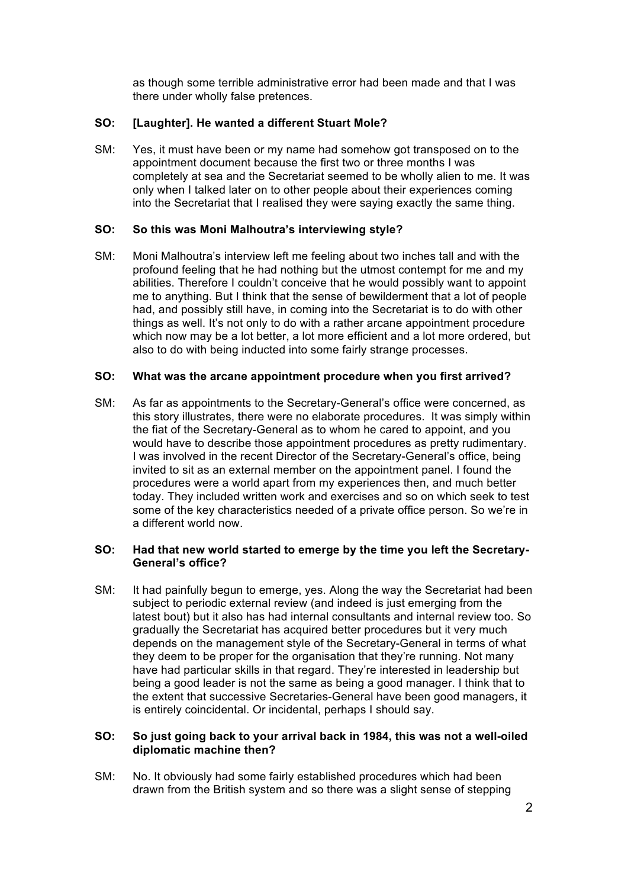as though some terrible administrative error had been made and that I was there under wholly false pretences.

**SO: [Laughter]. He wanted a different Stuart Mole?**

SM: Yes, it must have been or my name had somehow got transposed on to the appointment document because the first two or three months I was completely at sea and the Secretariat seemed to be wholly alien to me. It was only when I talked later on to other people about their experiences coming into the Secretariat that I realised they were saying exactly the same thing.

**SO: So this was Moni Malhoutra's interviewing style?**

SM: Moni Malhoutra's interview left me feeling about two inches tall and with the profound feeling that he had nothing but the utmost contempt for me and my abilities. Therefore I couldn't conceive that he would possibly want to appoint me to anything. But I think that the sense of bewilderment that a lot of people had, and possibly still have, in coming into the Secretariat is to do with other things as well. It's not only to do with a rather arcane appointment procedure which now may be a lot better, a lot more efficient and a lot more ordered, but also to do with being inducted into some fairly strange processes.

**SO: What was the arcane appointment procedure when you first arrived?**

SM: As far as appointments to the Secretary-General's office were concerned, as this story illustrates, there were no elaborate procedures. It was simply within the fiat of the Secretary-General as to whom he cared to appoint, and you would have to describe those appointment procedures as pretty rudimentary. I was involved in the recent Director of the Secretary-General's office, being invited to sit as an external member on the appointment panel. I found the procedures were a world apart from my experiences then, and much better today. They included written work and exercises and so on which seek to test some of the key characteristics needed of a private office person. So we're in a different world now.

**SO: Had that new world started to emerge by the time you left the Secretary-General's office?**

SM: It had painfully begun to emerge, yes. Along the way the Secretariat had been subject to periodic external review (and indeed is just emerging from the latest bout) but it also has had internal consultants and internal review too. So gradually the Secretariat has acquired better procedures but it very much depends on the management style of the Secretary-General in terms of what they deem to be proper for the organisation that they're running. Not many have had particular skills in that regard. They're interested in leadership but being a good leader is not the same as being a good manager. I think that to the extent that successive Secretaries-General have been good managers, it is entirely coincidental. Or incidental, perhaps I should say.

**SO: So just going back to your arrival back in 1984, this was not a well-oiled diplomatic machine then?**

SM: No. It obviously had some fairly established procedures which had been drawn from the British system and so there was a slight sense of stepping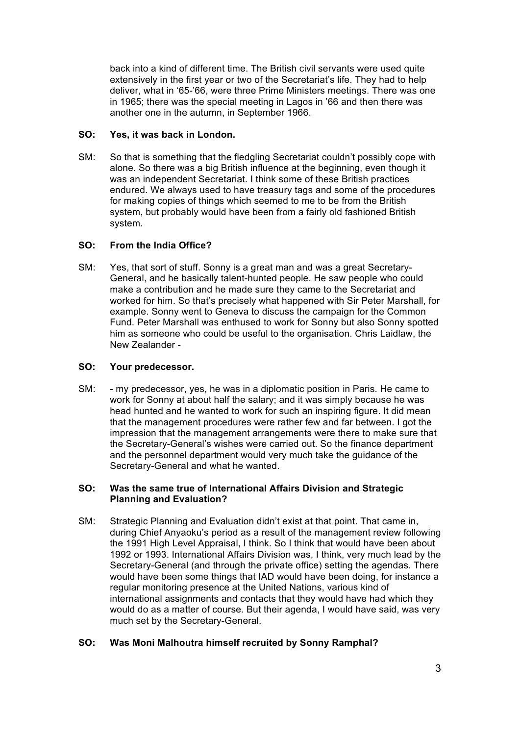back into a kind of different time. The British civil servants were used quite extensively in the first year or two of the Secretariat's life. They had to help deliver, what in '65-'66, were three Prime Ministers meetings. There was one in 1965; there was the special meeting in Lagos in '66 and then there was another one in the autumn, in September 1966.

**SO: Yes, it was back in London.**

SM: So that is something that the fledgling Secretariat couldn't possibly cope with alone. So there was a big British influence at the beginning, even though it was an independent Secretariat. I think some of these British practices endured. We always used to have treasury tags and some of the procedures for making copies of things which seemed to me to be from the British system, but probably would have been from a fairly old fashioned British system.

**SO: From the India Office?**

SM: Yes, that sort of stuff. Sonny is a great man and was a great Secretary-General, and he basically talent-hunted people. He saw people who could make a contribution and he made sure they came to the Secretariat and worked for him. So that's precisely what happened with Sir Peter Marshall, for example. Sonny went to Geneva to discuss the campaign for the Common Fund. Peter Marshall was enthused to work for Sonny but also Sonny spotted him as someone who could be useful to the organisation. Chris Laidlaw, the New Zealander -

**SO: Your predecessor.**

SM: - my predecessor, yes, he was in a diplomatic position in Paris. He came to work for Sonny at about half the salary; and it was simply because he was head hunted and he wanted to work for such an inspiring figure. It did mean that the management procedures were rather few and far between. I got the impression that the management arrangements were there to make sure that the Secretary-General's wishes were carried out. So the finance department and the personnel department would very much take the guidance of the Secretary-General and what he wanted.

**SO: Was the same true of International Affairs Division and Strategic Planning and Evaluation?**

SM: Strategic Planning and Evaluation didn't exist at that point. That came in, during Chief Anyaoku's period as a result of the management review following the 1991 High Level Appraisal, I think. So I think that would have been about 1992 or 1993. International Affairs Division was, I think, very much lead by the Secretary-General (and through the private office) setting the agendas. There would have been some things that IAD would have been doing, for instance a regular monitoring presence at the United Nations, various kind of international assignments and contacts that they would have had which they would do as a matter of course. But their agenda, I would have said, was very much set by the Secretary-General.

**SO: Was Moni Malhoutra himself recruited by Sonny Ramphal?**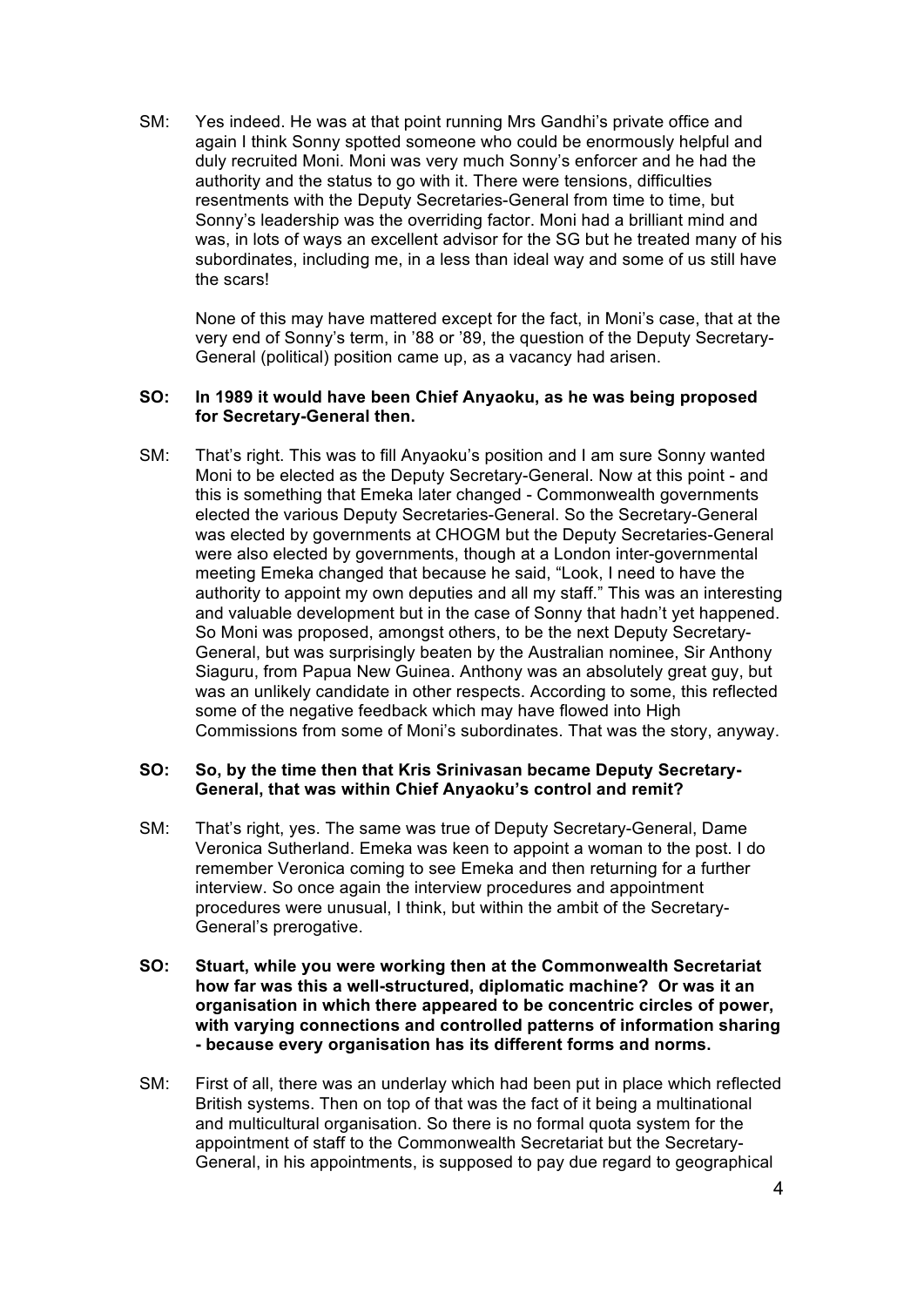SM: Yes indeed. He was at that point running Mrs Gandhi's private office and again I think Sonny spotted someone who could be enormously helpful and duly recruited Moni. Moni was very much Sonny's enforcer and he had the authority and the status to go with it. There were tensions, difficulties resentments with the Deputy Secretaries-General from time to time, but Sonny's leadership was the overriding factor. Moni had a brilliant mind and was, in lots of ways an excellent advisor for the SG but he treated many of his subordinates, including me, in a less than ideal way and some of us still have the scars!

None of this may have mattered except for the fact, in Moni's case, that at the very end of Sonny's term, in '88 or '89, the question of the Deputy Secretary-General (political) position came up, as a vacancy had arisen.

**SO: In 1989 it would have been Chief Anyaoku, as he was being proposed for Secretary-General then.**

SM: That's right. This was to fill Anyaoku's position and I am sure Sonny wanted Moni to be elected as the Deputy Secretary-General. Now at this point - and this is something that Emeka later changed - Commonwealth governments elected the various Deputy Secretaries-General. So the Secretary-General was elected by governments at CHOGM but the Deputy Secretaries-General were also elected by governments, though at a London inter-governmental meeting Emeka changed that because he said, "Look, I need to have the authority to appoint my own deputies and all my staff." This was an interesting and valuable development but in the case of Sonny that hadn't yet happened. So Moni was proposed, amongst others, to be the next Deputy Secretary-General, but was surprisingly beaten by the Australian nominee, Sir Anthony Siaguru, from Papua New Guinea. Anthony was an absolutely great guy, but was an unlikely candidate in other respects. According to some, this reflected some of the negative feedback which may have flowed into High Commissions from some of Moni's subordinates. That was the story, anyway.

**SO: So, by the time then that Kris Srinivasan became Deputy Secretary-General, that was within Chief Anyaoku's control and remit?**

SM: That's right, yes. The same was true of Deputy Secretary-General, Dame Veronica Sutherland. Emeka was keen to appoint a woman to the post. I do remember Veronica coming to see Emeka and then returning for a further interview. So once again the interview procedures and appointment procedures were unusual, I think, but within the ambit of the Secretary-General's prerogative.

**SO: Stuart, while you were working then at the Commonwealth Secretariat how far was this a well-structured, diplomatic machine? Or was it an organisation in which there appeared to be concentric circles of power, with varying connections and controlled patterns of information sharing - because every organisation has its different forms and norms.**

SM: First of all, there was an underlay which had been put in place which reflected British systems. Then on top of that was the fact of it being a multinational and multicultural organisation. So there is no formal quota system for the appointment of staff to the Commonwealth Secretariat but the Secretary-General, in his appointments, is supposed to pay due regard to geographical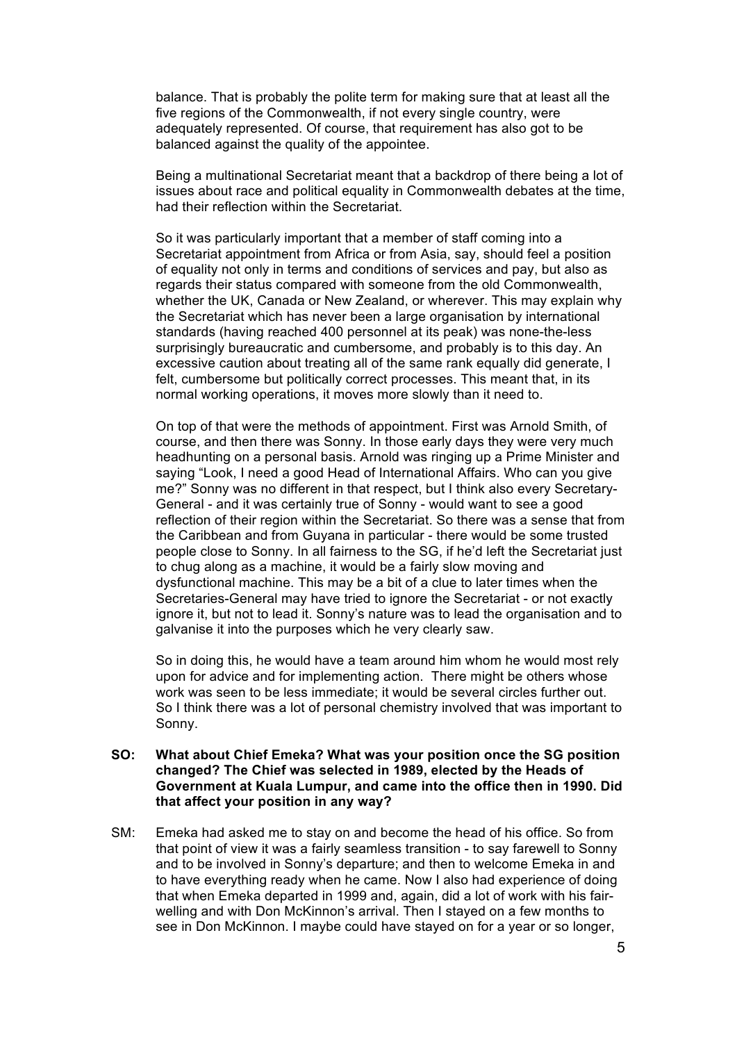balance. That is probably the polite term for making sure that at least all the five regions of the Commonwealth, if not every single country, were adequately represented. Of course, that requirement has also got to be balanced against the quality of the appointee.

Being a multinational Secretariat meant that a backdrop of there being a lot of issues about race and political equality in Commonwealth debates at the time, had their reflection within the Secretariat.

So it was particularly important that a member of staff coming into a Secretariat appointment from Africa or from Asia, say, should feel a position of equality not only in terms and conditions of services and pay, but also as regards their status compared with someone from the old Commonwealth, whether the UK, Canada or New Zealand, or wherever. This may explain why the Secretariat which has never been a large organisation by international standards (having reached 400 personnel at its peak) was none-the-less surprisingly bureaucratic and cumbersome, and probably is to this day. An excessive caution about treating all of the same rank equally did generate, I felt, cumbersome but politically correct processes. This meant that, in its normal working operations, it moves more slowly than it need to.

On top of that were the methods of appointment. First was Arnold Smith, of course, and then there was Sonny. In those early days they were very much headhunting on a personal basis. Arnold was ringing up a Prime Minister and saying "Look, I need a good Head of International Affairs. Who can you give me?" Sonny was no different in that respect, but I think also every Secretary-General - and it was certainly true of Sonny - would want to see a good reflection of their region within the Secretariat. So there was a sense that from the Caribbean and from Guyana in particular - there would be some trusted people close to Sonny. In all fairness to the SG, if he'd left the Secretariat just to chug along as a machine, it would be a fairly slow moving and dysfunctional machine. This may be a bit of a clue to later times when the Secretaries-General may have tried to ignore the Secretariat - or not exactly ignore it, but not to lead it. Sonny's nature was to lead the organisation and to galvanise it into the purposes which he very clearly saw.

So in doing this, he would have a team around him whom he would most rely upon for advice and for implementing action. There might be others whose work was seen to be less immediate; it would be several circles further out. So I think there was a lot of personal chemistry involved that was important to Sonny.

**SO: What about Chief Emeka? What was your position once the SG position changed? The Chief was selected in 1989, elected by the Heads of Government at Kuala Lumpur, and came into the office then in 1990. Did that affect your position in any way?**

SM: Emeka had asked me to stay on and become the head of his office. So from that point of view it was a fairly seamless transition - to say farewell to Sonny and to be involved in Sonny's departure; and then to welcome Emeka in and to have everything ready when he came. Now I also had experience of doing that when Emeka departed in 1999 and, again, did a lot of work with his fair-welling and with Don McKinnon's arrival. Then I stayed on a few months to see in Don McKinnon. I maybe could have stayed on for a year or so longer,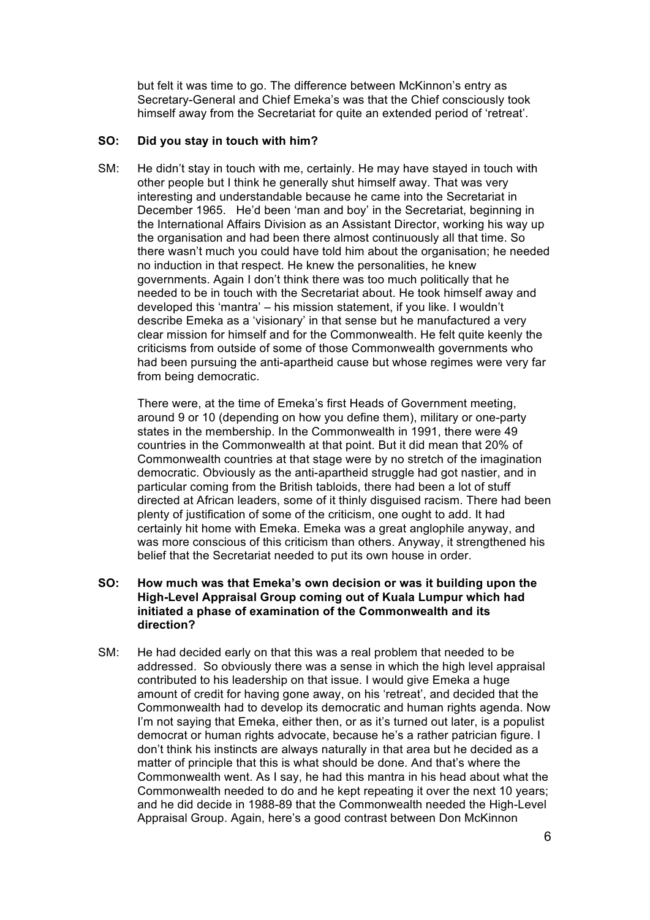but felt it was time to go. The difference between McKinnon's entry as Secretary-General and Chief Emeka's was that the Chief consciously took himself away from the Secretariat for quite an extended period of 'retreat'.

**SO: Did you stay in touch with him?**

SM: He didn't stay in touch with me, certainly. He may have stayed in touch with other people but I think he generally shut himself away. That was very interesting and understandable because he came into the Secretariat in December 1965. He'd been 'man and boy' in the Secretariat, beginning in the International Affairs Division as an Assistant Director, working his way up the organisation and had been there almost continuously all that time. So there wasn't much you could have told him about the organisation; he needed no induction in that respect. He knew the personalities, he knew governments. Again I don't think there was too much politically that he needed to be in touch with the Secretariat about. He took himself away and developed this 'mantra' – his mission statement, if you like. I wouldn't describe Emeka as a 'visionary' in that sense but he manufactured a very clear mission for himself and for the Commonwealth. He felt quite keenly the criticisms from outside of some of those Commonwealth governments who had been pursuing the anti-apartheid cause but whose regimes were very far from being democratic.

There were, at the time of Emeka's first Heads of Government meeting, around 9 or 10 (depending on how you define them), military or one-party states in the membership. In the Commonwealth in 1991, there were 49 countries in the Commonwealth at that point. But it did mean that 20% of Commonwealth countries at that stage were by no stretch of the imagination democratic. Obviously as the anti-apartheid struggle had got nastier, and in particular coming from the British tabloids, there had been a lot of stuff directed at African leaders, some of it thinly disguised racism. There had been plenty of justification of some of the criticism, one ought to add. It had certainly hit home with Emeka. Emeka was a great anglophile anyway, and was more conscious of this criticism than others. Anyway, it strengthened his belief that the Secretariat needed to put its own house in order.

**SO: How much was that Emeka's own decision or was it building upon the High-Level Appraisal Group coming out of Kuala Lumpur which had initiated a phase of examination of the Commonwealth and its direction?**

SM: He had decided early on that this was a real problem that needed to be addressed. So obviously there was a sense in which the high level appraisal contributed to his leadership on that issue. I would give Emeka a huge amount of credit for having gone away, on his 'retreat', and decided that the Commonwealth had to develop its democratic and human rights agenda. Now I'm not saying that Emeka, either then, or as it's turned out later, is a populist democrat or human rights advocate, because he's a rather patrician figure. I don't think his instincts are always naturally in that area but he decided as a matter of principle that this is what should be done. And that's where the Commonwealth went. As I say, he had this mantra in his head about what the Commonwealth needed to do and he kept repeating it over the next 10 years; and he did decide in 1988-89 that the Commonwealth needed the High-Level Appraisal Group. Again, here's a good contrast between Don McKinnon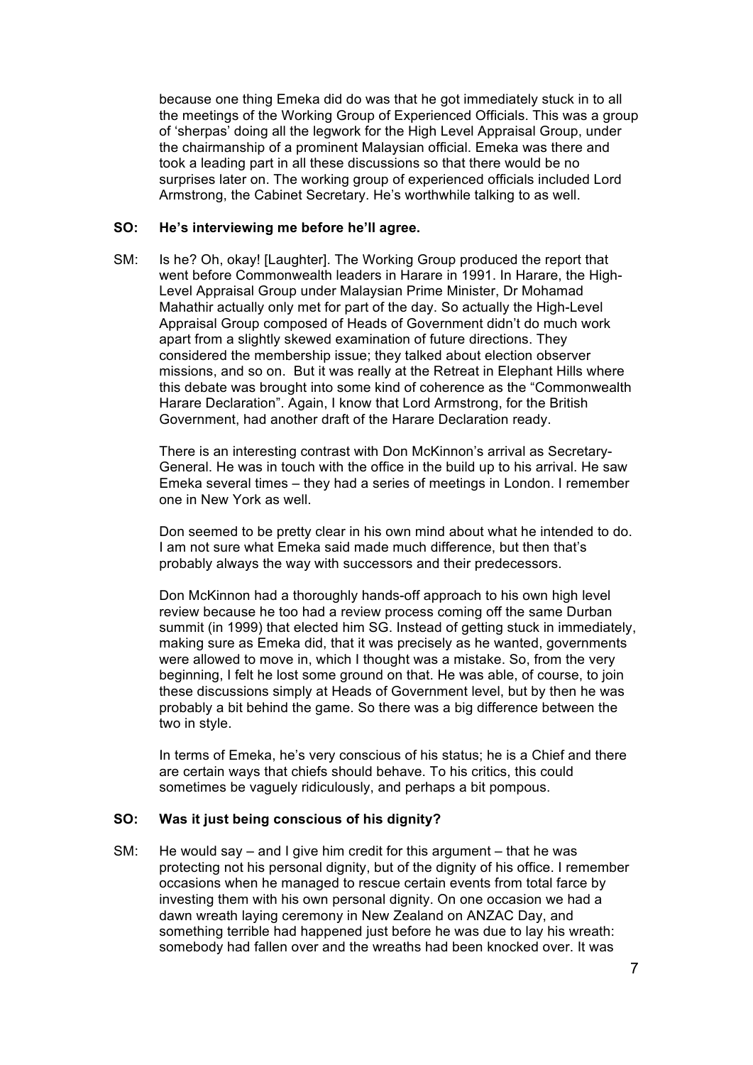because one thing Emeka did do was that he got immediately stuck in to all the meetings of the Working Group of Experienced Officials. This was a group of 'sherpas' doing all the legwork for the High Level Appraisal Group, under the chairmanship of a prominent Malaysian official. Emeka was there and took a leading part in all these discussions so that there would be no surprises later on. The working group of experienced officials included Lord Armstrong, the Cabinet Secretary. He's worthwhile talking to as well.

**SO: He's interviewing me before he'll agree.**

SM: Is he? Oh, okay! [Laughter]. The Working Group produced the report that went before Commonwealth leaders in Harare in 1991. In Harare, the High-Level Appraisal Group under Malaysian Prime Minister, Dr Mohamad Mahathir actually only met for part of the day. So actually the High-Level Appraisal Group composed of Heads of Government didn't do much work apart from a slightly skewed examination of future directions. They considered the membership issue; they talked about election observer missions, and so on. But it was really at the Retreat in Elephant Hills where this debate was brought into some kind of coherence as the "Commonwealth Harare Declaration". Again, I know that Lord Armstrong, for the British Government, had another draft of the Harare Declaration ready.

There is an interesting contrast with Don McKinnon's arrival as Secretary-General. He was in touch with the office in the build up to his arrival. He saw Emeka several times – they had a series of meetings in London. I remember one in New York as well.

Don seemed to be pretty clear in his own mind about what he intended to do. I am not sure what Emeka said made much difference, but then that's probably always the way with successors and their predecessors.

Don McKinnon had a thoroughly hands-off approach to his own high level review because he too had a review process coming off the same Durban summit (in 1999) that elected him SG. Instead of getting stuck in immediately, making sure as Emeka did, that it was precisely as he wanted, governments were allowed to move in, which I thought was a mistake. So, from the very beginning, I felt he lost some ground on that. He was able, of course, to join these discussions simply at Heads of Government level, but by then he was probably a bit behind the game. So there was a big difference between the two in style.

In terms of Emeka, he's very conscious of his status; he is a Chief and there are certain ways that chiefs should behave. To his critics, this could sometimes be vaguely ridiculously, and perhaps a bit pompous.

**SO: Was it just being conscious of his dignity?**

SM: He would say – and I give him credit for this argument – that he was protecting not his personal dignity, but of the dignity of his office. I remember occasions when he managed to rescue certain events from total farce by investing them with his own personal dignity. On one occasion we had a dawn wreath laying ceremony in New Zealand on ANZAC Day, and something terrible had happened just before he was due to lay his wreath: somebody had fallen over and the wreaths had been knocked over. It was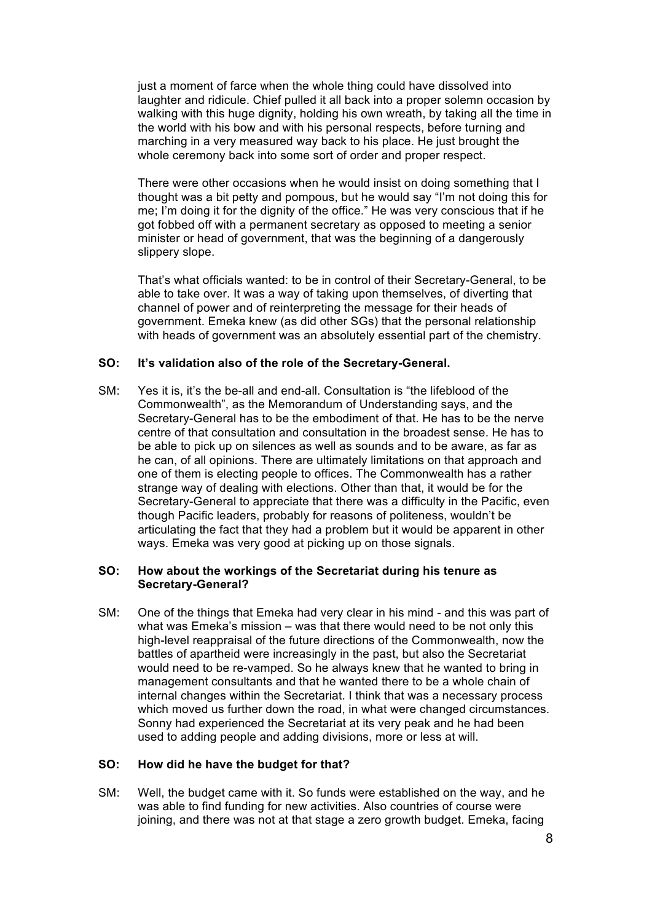just a moment of farce when the whole thing could have dissolved into laughter and ridicule. Chief pulled it all back into a proper solemn occasion by walking with this huge dignity, holding his own wreath, by taking all the time in the world with his bow and with his personal respects, before turning and marching in a very measured way back to his place. He just brought the whole ceremony back into some sort of order and proper respect.

There were other occasions when he would insist on doing something that I thought was a bit petty and pompous, but he would say "I'm not doing this for me; I'm doing it for the dignity of the office." He was very conscious that if he got fobbed off with a permanent secretary as opposed to meeting a senior minister or head of government, that was the beginning of a dangerously slippery slope.

That's what officials wanted: to be in control of their Secretary-General, to be able to take over. It was a way of taking upon themselves, of diverting that channel of power and of reinterpreting the message for their heads of government. Emeka knew (as did other SGs) that the personal relationship with heads of government was an absolutely essential part of the chemistry.

**SO: It's validation also of the role of the Secretary-General.**

SM: Yes it is, it's the be-all and end-all. Consultation is "the lifeblood of the Commonwealth", as the Memorandum of Understanding says, and the Secretary-General has to be the embodiment of that. He has to be the nerve centre of that consultation and consultation in the broadest sense. He has to be able to pick up on silences as well as sounds and to be aware, as far as he can, of all opinions. There are ultimately limitations on that approach and one of them is electing people to offices. The Commonwealth has a rather strange way of dealing with elections. Other than that, it would be for the Secretary-General to appreciate that there was a difficulty in the Pacific, even though Pacific leaders, probably for reasons of politeness, wouldn't be articulating the fact that they had a problem but it would be apparent in other ways. Emeka was very good at picking up on those signals.

**SO: How about the workings of the Secretariat during his tenure as Secretary-General?**

SM: One of the things that Emeka had very clear in his mind - and this was part of what was Emeka's mission – was that there would need to be not only this high-level reappraisal of the future directions of the Commonwealth, now the battles of apartheid were increasingly in the past, but also the Secretariat would need to be re-vamped. So he always knew that he wanted to bring in management consultants and that he wanted there to be a whole chain of internal changes within the Secretariat. I think that was a necessary process which moved us further down the road, in what were changed circumstances. Sonny had experienced the Secretariat at its very peak and he had been used to adding people and adding divisions, more or less at will.

**SO: How did he have the budget for that?**

SM: Well, the budget came with it. So funds were established on the way, and he was able to find funding for new activities. Also countries of course were joining, and there was not at that stage a zero growth budget. Emeka, facing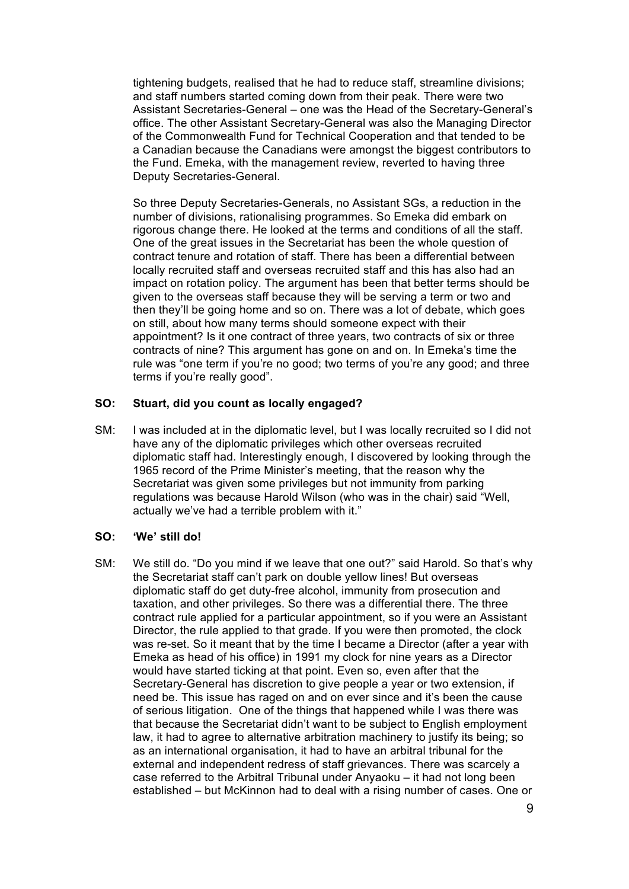tightening budgets, realised that he had to reduce staff, streamline divisions; and staff numbers started coming down from their peak. There were two Assistant Secretaries-General – one was the Head of the Secretary-General's office. The other Assistant Secretary-General was also the Managing Director of the Commonwealth Fund for Technical Cooperation and that tended to be a Canadian because the Canadians were amongst the biggest contributors to the Fund. Emeka, with the management review, reverted to having three Deputy Secretaries-General.

So three Deputy Secretaries-Generals, no Assistant SGs, a reduction in the number of divisions, rationalising programmes. So Emeka did embark on rigorous change there. He looked at the terms and conditions of all the staff. One of the great issues in the Secretariat has been the whole question of contract tenure and rotation of staff. There has been a differential between locally recruited staff and overseas recruited staff and this has also had an impact on rotation policy. The argument has been that better terms should be given to the overseas staff because they will be serving a term or two and then they'll be going home and so on. There was a lot of debate, which goes on still, about how many terms should someone expect with their appointment? Is it one contract of three years, two contracts of six or three contracts of nine? This argument has gone on and on. In Emeka's time the rule was "one term if you're no good; two terms of you're any good; and three terms if you're really good".

**SO: Stuart, did you count as locally engaged?**

SM: I was included at in the diplomatic level, but I was locally recruited so I did not have any of the diplomatic privileges which other overseas recruited diplomatic staff had. Interestingly enough, I discovered by looking through the 1965 record of the Prime Minister's meeting, that the reason why the Secretariat was given some privileges but not immunity from parking regulations was because Harold Wilson (who was in the chair) said "Well, actually we've had a terrible problem with it."

**SO: 'We' still do!**

SM: We still do. "Do you mind if we leave that one out?" said Harold. So that's why the Secretariat staff can't park on double yellow lines! But overseas diplomatic staff do get duty-free alcohol, immunity from prosecution and taxation, and other privileges. So there was a differential there. The three contract rule applied for a particular appointment, so if you were an Assistant Director, the rule applied to that grade. If you were then promoted, the clock was re-set. So it meant that by the time I became a Director (after a year with Emeka as head of his office) in 1991 my clock for nine years as a Director would have started ticking at that point. Even so, even after that the Secretary-General has discretion to give people a year or two extension, if need be. This issue has raged on and on ever since and it's been the cause of serious litigation. One of the things that happened while I was there was that because the Secretariat didn't want to be subject to English employment law, it had to agree to alternative arbitration machinery to justify its being; so as an international organisation, it had to have an arbitral tribunal for the external and independent redress of staff grievances. There was scarcely a case referred to the Arbitral Tribunal under Anyaoku – it had not long been established – but McKinnon had to deal with a rising number of cases. One or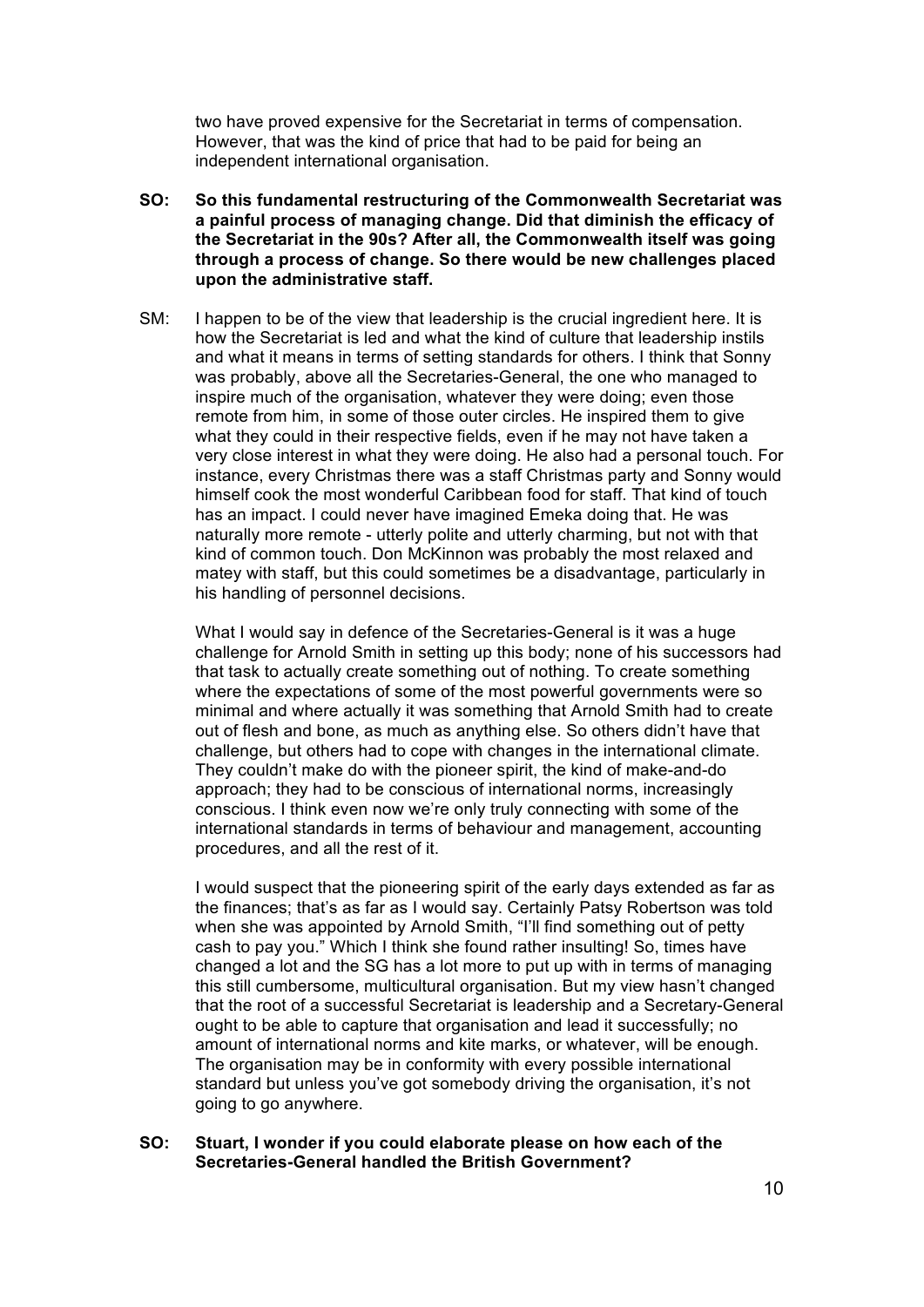two have proved expensive for the Secretariat in terms of compensation. However, that was the kind of price that had to be paid for being an independent international organisation.

**SO: So this fundamental restructuring of the Commonwealth Secretariat was a painful process of managing change. Did that diminish the efficacy of the Secretariat in the 90s? After all, the Commonwealth itself was going through a process of change. So there would be new challenges placed upon the administrative staff.**

SM: I happen to be of the view that leadership is the crucial ingredient here. It is how the Secretariat is led and what the kind of culture that leadership instils and what it means in terms of setting standards for others. I think that Sonny was probably, above all the Secretaries-General, the one who managed to inspire much of the organisation, whatever they were doing; even those remote from him, in some of those outer circles. He inspired them to give what they could in their respective fields, even if he may not have taken a very close interest in what they were doing. He also had a personal touch. For instance, every Christmas there was a staff Christmas party and Sonny would himself cook the most wonderful Caribbean food for staff. That kind of touch has an impact. I could never have imagined Emeka doing that. He was naturally more remote - utterly polite and utterly charming, but not with that kind of common touch. Don McKinnon was probably the most relaxed and matey with staff, but this could sometimes be a disadvantage, particularly in his handling of personnel decisions.

What I would say in defence of the Secretaries-General is it was a huge challenge for Arnold Smith in setting up this body; none of his successors had that task to actually create something out of nothing. To create something where the expectations of some of the most powerful governments were so minimal and where actually it was something that Arnold Smith had to create out of flesh and bone, as much as anything else. So others didn't have that challenge, but others had to cope with changes in the international climate. They couldn't make do with the pioneer spirit, the kind of make-and-do approach; they had to be conscious of international norms, increasingly conscious. I think even now we're only truly connecting with some of the international standards in terms of behaviour and management, accounting procedures, and all the rest of it.

I would suspect that the pioneering spirit of the early days extended as far as the finances; that's as far as I would say. Certainly Patsy Robertson was told when she was appointed by Arnold Smith, "I'll find something out of petty cash to pay you." Which I think she found rather insulting! So, times have changed a lot and the SG has a lot more to put up with in terms of managing this still cumbersome, multicultural organisation. But my view hasn't changed that the root of a successful Secretariat is leadership and a Secretary-General ought to be able to capture that organisation and lead it successfully; no amount of international norms and kite marks, or whatever, will be enough. The organisation may be in conformity with every possible international standard but unless you've got somebody driving the organisation, it's not going to go anywhere.

**SO: Stuart, I wonder if you could elaborate please on how each of the Secretaries-General handled the British Government?**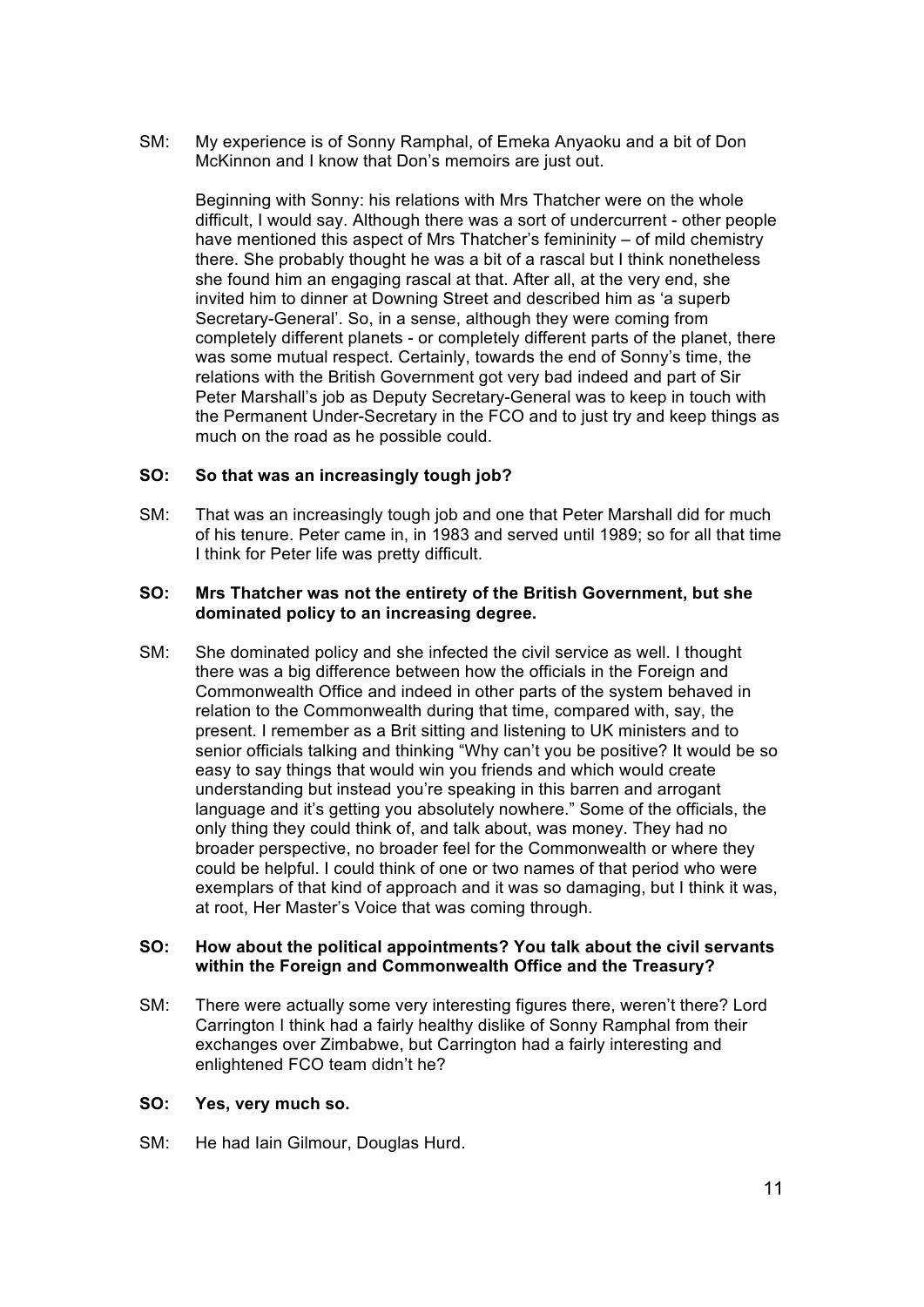SM: My experience is of Sonny Ramphal, of Emeka Anyaoku and a bit of Don McKinnon and I know that Don's memoirs are just out.

Beginning with Sonny: his relations with Mrs Thatcher were on the whole difficult, I would say. Although there was a sort of undercurrent - other people have mentioned this aspect of Mrs Thatcher's femininity – of mild chemistry there. She probably thought he was a bit of a rascal but I think nonetheless she found him an engaging rascal at that. After all, at the very end, she invited him to dinner at Downing Street and described him as 'a superb Secretary-General'. So, in a sense, although they were coming from completely different planets - or completely different parts of the planet, there was some mutual respect. Certainly, towards the end of Sonny's time, the relations with the British Government got very bad indeed and part of Sir Peter Marshall's job as Deputy Secretary-General was to keep in touch with the Permanent Under-Secretary in the FCO and to just try and keep things as much on the road as he possible could.

**SO: So that was an increasingly tough job?**

SM: That was an increasingly tough job and one that Peter Marshall did for much of his tenure. Peter came in, in 1983 and served until 1989; so for all that time I think for Peter life was pretty difficult.

**SO: Mrs Thatcher was not the entirety of the British Government, but she dominated policy to an increasing degree.**

SM: She dominated policy and she infected the civil service as well. I thought there was a big difference between how the officials in the Foreign and Commonwealth Office and indeed in other parts of the system behaved in relation to the Commonwealth during that time, compared with, say, the present. I remember as a Brit sitting and listening to UK ministers and to senior officials talking and thinking "Why can't you be positive? It would be so easy to say things that would win you friends and which would create understanding but instead you're speaking in this barren and arrogant language and it's getting you absolutely nowhere." Some of the officials, the only thing they could think of, and talk about, was money. They had no broader perspective, no broader feel for the Commonwealth or where they could be helpful. I could think of one or two names of that period who were exemplars of that kind of approach and it was so damaging, but I think it was, at root, Her Master's Voice that was coming through.

**SO: How about the political appointments? You talk about the civil servants within the Foreign and Commonwealth Office and the Treasury?**

SM: There were actually some very interesting figures there, weren't there? Lord Carrington I think had a fairly healthy dislike of Sonny Ramphal from their exchanges over Zimbabwe, but Carrington had a fairly interesting and enlightened FCO team didn't he?

**SO: Yes, very much so.**

SM: He had Iain Gilmour, Douglas Hurd.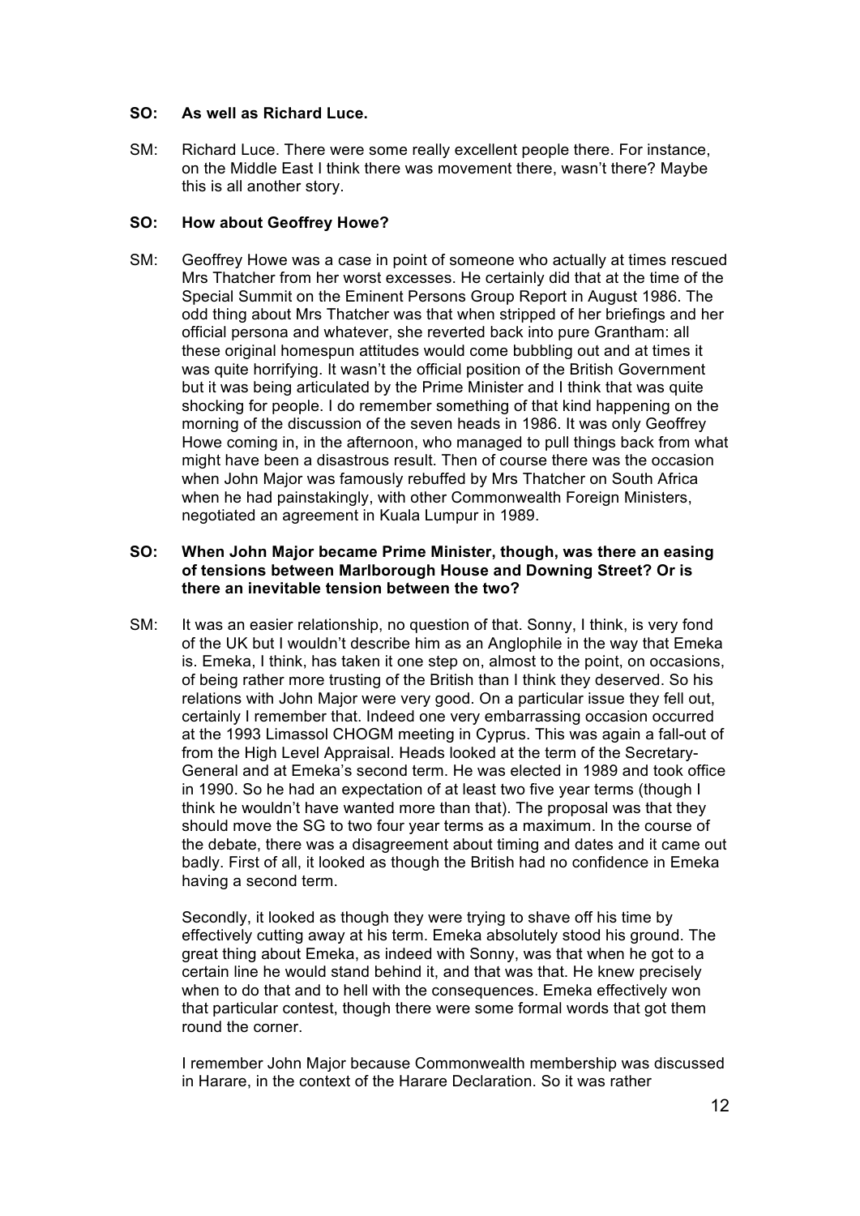**SO: As well as Richard Luce.**

SM: Richard Luce. There were some really excellent people there. For instance, on the Middle East I think there was movement there, wasn't there? Maybe this is all another story.

**SO: How about Geoffrey Howe?**

SM: Geoffrey Howe was a case in point of someone who actually at times rescued Mrs Thatcher from her worst excesses. He certainly did that at the time of the Special Summit on the Eminent Persons Group Report in August 1986. The odd thing about Mrs Thatcher was that when stripped of her briefings and her official persona and whatever, she reverted back into pure Grantham: all these original homespun attitudes would come bubbling out and at times it was quite horrifying. It wasn't the official position of the British Government but it was being articulated by the Prime Minister and I think that was quite shocking for people. I do remember something of that kind happening on the morning of the discussion of the seven heads in 1986. It was only Geoffrey Howe coming in, in the afternoon, who managed to pull things back from what might have been a disastrous result. Then of course there was the occasion when John Major was famously rebuffed by Mrs Thatcher on South Africa when he had painstakingly, with other Commonwealth Foreign Ministers, negotiated an agreement in Kuala Lumpur in 1989.

**SO: When John Major became Prime Minister, though, was there an easing of tensions between Marlborough House and Downing Street? Or is there an inevitable tension between the two?**

SM: It was an easier relationship, no question of that. Sonny, I think, is very fond of the UK but I wouldn't describe him as an Anglophile in the way that Emeka is. Emeka, I think, has taken it one step on, almost to the point, on occasions, of being rather more trusting of the British than I think they deserved. So his relations with John Major were very good. On a particular issue they fell out, certainly I remember that. Indeed one very embarrassing occasion occurred at the 1993 Limassol CHOGM meeting in Cyprus. This was again a fall-out of from the High Level Appraisal. Heads looked at the term of the Secretary-General and at Emeka's second term. He was elected in 1989 and took office in 1990. So he had an expectation of at least two five year terms (though I think he wouldn't have wanted more than that). The proposal was that they should move the SG to two four year terms as a maximum. In the course of the debate, there was a disagreement about timing and dates and it came out badly. First of all, it looked as though the British had no confidence in Emeka having a second term.

Secondly, it looked as though they were trying to shave off his time by effectively cutting away at his term. Emeka absolutely stood his ground. The great thing about Emeka, as indeed with Sonny, was that when he got to a certain line he would stand behind it, and that was that. He knew precisely when to do that and to hell with the consequences. Emeka effectively won that particular contest, though there were some formal words that got them round the corner.

I remember John Major because Commonwealth membership was discussed in Harare, in the context of the Harare Declaration. So it was rather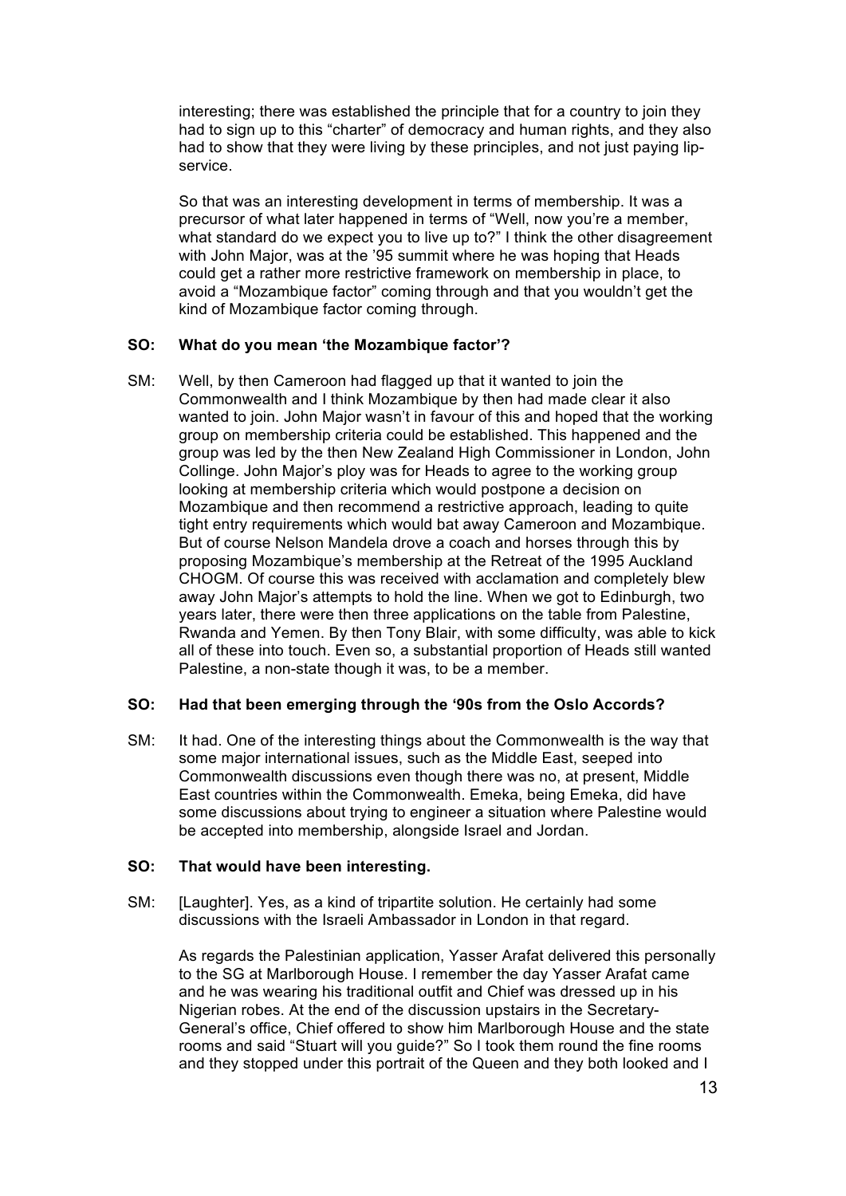interesting; there was established the principle that for a country to join they had to sign up to this "charter" of democracy and human rights, and they also had to show that they were living by these principles, and not just paying lip-service.

So that was an interesting development in terms of membership. It was a precursor of what later happened in terms of "Well, now you're a member, what standard do we expect you to live up to?" I think the other disagreement with John Major, was at the '95 summit where he was hoping that Heads could get a rather more restrictive framework on membership in place, to avoid a "Mozambique factor" coming through and that you wouldn't get the kind of Mozambique factor coming through.

**SO: What do you mean 'the Mozambique factor'?**

SM: Well, by then Cameroon had flagged up that it wanted to join the Commonwealth and I think Mozambique by then had made clear it also wanted to join. John Major wasn't in favour of this and hoped that the working group on membership criteria could be established. This happened and the group was led by the then New Zealand High Commissioner in London, John Collinge. John Major's ploy was for Heads to agree to the working group looking at membership criteria which would postpone a decision on Mozambique and then recommend a restrictive approach, leading to quite tight entry requirements which would bat away Cameroon and Mozambique. But of course Nelson Mandela drove a coach and horses through this by proposing Mozambique's membership at the Retreat of the 1995 Auckland CHOGM. Of course this was received with acclamation and completely blew away John Major's attempts to hold the line. When we got to Edinburgh, two years later, there were then three applications on the table from Palestine, Rwanda and Yemen. By then Tony Blair, with some difficulty, was able to kick all of these into touch. Even so, a substantial proportion of Heads still wanted Palestine, a non-state though it was, to be a member.

**SO: Had that been emerging through the '90s from the Oslo Accords?**

SM: It had. One of the interesting things about the Commonwealth is the way that some major international issues, such as the Middle East, seeped into Commonwealth discussions even though there was no, at present, Middle East countries within the Commonwealth. Emeka, being Emeka, did have some discussions about trying to engineer a situation where Palestine would be accepted into membership, alongside Israel and Jordan.

**SO: That would have been interesting.**

SM: [Laughter]. Yes, as a kind of tripartite solution. He certainly had some discussions with the Israeli Ambassador in London in that regard.

As regards the Palestinian application, Yasser Arafat delivered this personally to the SG at Marlborough House. I remember the day Yasser Arafat came and he was wearing his traditional outfit and Chief was dressed up in his Nigerian robes. At the end of the discussion upstairs in the Secretary-General's office, Chief offered to show him Marlborough House and the state rooms and said "Stuart will you guide?" So I took them round the fine rooms and they stopped under this portrait of the Queen and they both looked and I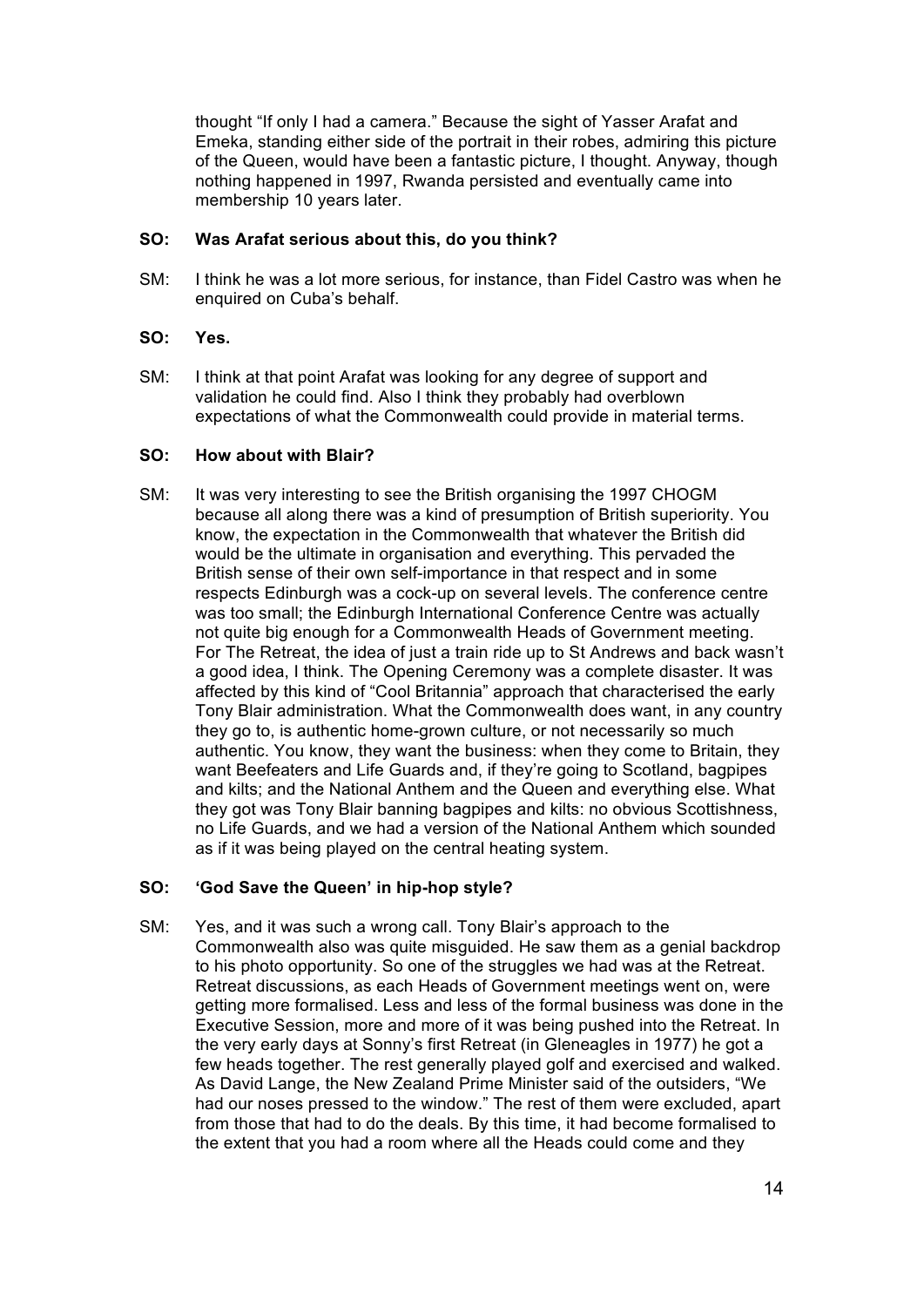thought "If only I had a camera." Because the sight of Yasser Arafat and Emeka, standing either side of the portrait in their robes, admiring this picture of the Queen, would have been a fantastic picture, I thought. Anyway, though nothing happened in 1997, Rwanda persisted and eventually came into membership 10 years later.

**SO: Was Arafat serious about this, do you think?**

SM: I think he was a lot more serious, for instance, than Fidel Castro was when he enquired on Cuba's behalf.

**SO: Yes.**

SM: I think at that point Arafat was looking for any degree of support and validation he could find. Also I think they probably had overblown expectations of what the Commonwealth could provide in material terms.

**SO: How about with Blair?**

SM: It was very interesting to see the British organising the 1997 CHOGM because all along there was a kind of presumption of British superiority. You know, the expectation in the Commonwealth that whatever the British did would be the ultimate in organisation and everything. This pervaded the British sense of their own self-importance in that respect and in some respects Edinburgh was a cock-up on several levels. The conference centre was too small; the Edinburgh International Conference Centre was actually not quite big enough for a Commonwealth Heads of Government meeting. For The Retreat, the idea of just a train ride up to St Andrews and back wasn't a good idea, I think. The Opening Ceremony was a complete disaster. It was affected by this kind of "Cool Britannia" approach that characterised the early Tony Blair administration. What the Commonwealth does want, in any country they go to, is authentic home-grown culture, or not necessarily so much authentic. You know, they want the business: when they come to Britain, they want Beefeaters and Life Guards and, if they're going to Scotland, bagpipes and kilts; and the National Anthem and the Queen and everything else. What they got was Tony Blair banning bagpipes and kilts: no obvious Scottishness, no Life Guards, and we had a version of the National Anthem which sounded as if it was being played on the central heating system.

**SO: 'God Save the Queen' in hip-hop style?**

SM: Yes, and it was such a wrong call. Tony Blair's approach to the Commonwealth also was quite misguided. He saw them as a genial backdrop to his photo opportunity. So one of the struggles we had was at the Retreat. Retreat discussions, as each Heads of Government meetings went on, were getting more formalised. Less and less of the formal business was done in the Executive Session, more and more of it was being pushed into the Retreat. In the very early days at Sonny's first Retreat (in Gleneagles in 1977) he got a few heads together. The rest generally played golf and exercised and walked. As David Lange, the New Zealand Prime Minister said of the outsiders, "We had our noses pressed to the window." The rest of them were excluded, apart from those that had to do the deals. By this time, it had become formalised to the extent that you had a room where all the Heads could come and they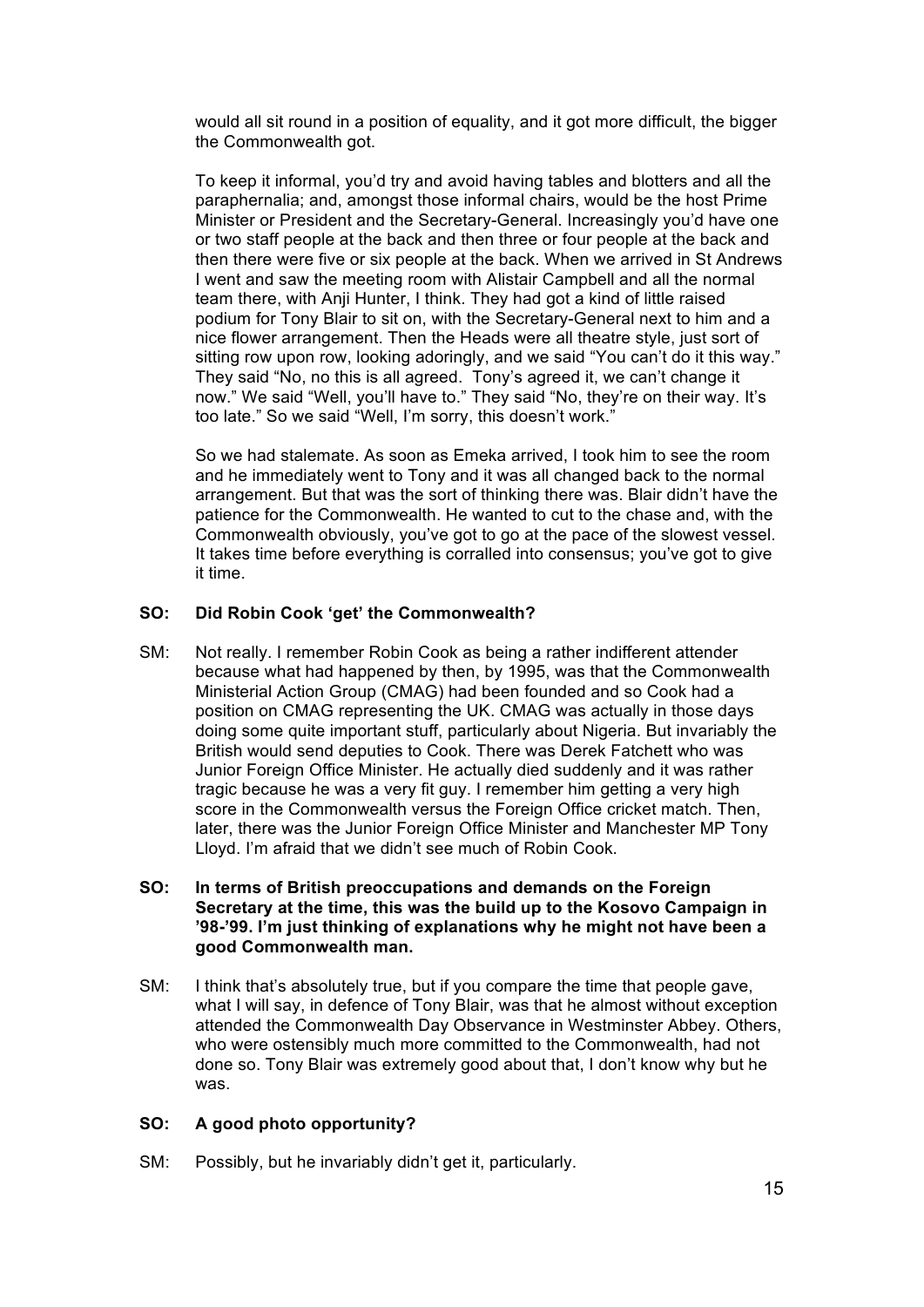would all sit round in a position of equality, and it got more difficult, the bigger the Commonwealth got.

To keep it informal, you'd try and avoid having tables and blotters and all the paraphernalia; and, amongst those informal chairs, would be the host Prime Minister or President and the Secretary-General. Increasingly you'd have one or two staff people at the back and then three or four people at the back and then there were five or six people at the back. When we arrived in St Andrews I went and saw the meeting room with Alistair Campbell and all the normal team there, with Anji Hunter, I think. They had got a kind of little raised podium for Tony Blair to sit on, with the Secretary-General next to him and a nice flower arrangement. Then the Heads were all theatre style, just sort of sitting row upon row, looking adoringly, and we said "You can't do it this way." They said "No, no this is all agreed. Tony's agreed it, we can't change it now." We said "Well, you'll have to." They said "No, they're on their way. It's too late." So we said "Well, I'm sorry, this doesn't work."

So we had stalemate. As soon as Emeka arrived, I took him to see the room and he immediately went to Tony and it was all changed back to the normal arrangement. But that was the sort of thinking there was. Blair didn't have the patience for the Commonwealth. He wanted to cut to the chase and, with the Commonwealth obviously, you've got to go at the pace of the slowest vessel. It takes time before everything is corralled into consensus; you've got to give it time.

**SO: Did Robin Cook 'get' the Commonwealth?**

SM: Not really. I remember Robin Cook as being a rather indifferent attender because what had happened by then, by 1995, was that the Commonwealth Ministerial Action Group (CMAG) had been founded and so Cook had a position on CMAG representing the UK. CMAG was actually in those days doing some quite important stuff, particularly about Nigeria. But invariably the British would send deputies to Cook. There was Derek Fatchett who was Junior Foreign Office Minister. He actually died suddenly and it was rather tragic because he was a very fit guy. I remember him getting a very high score in the Commonwealth versus the Foreign Office cricket match. Then, later, there was the Junior Foreign Office Minister and Manchester MP Tony Lloyd. I'm afraid that we didn't see much of Robin Cook.

**SO: In terms of British preoccupations and demands on the Foreign Secretary at the time, this was the build up to the Kosovo Campaign in '98-'99. I'm just thinking of explanations why he might not have been a good Commonwealth man.**

SM: I think that's absolutely true, but if you compare the time that people gave, what I will say, in defence of Tony Blair, was that he almost without exception attended the Commonwealth Day Observance in Westminster Abbey. Others, who were ostensibly much more committed to the Commonwealth, had not done so. Tony Blair was extremely good about that, I don't know why but he was.

**SO: A good photo opportunity?**

SM: Possibly, but he invariably didn't get it, particularly.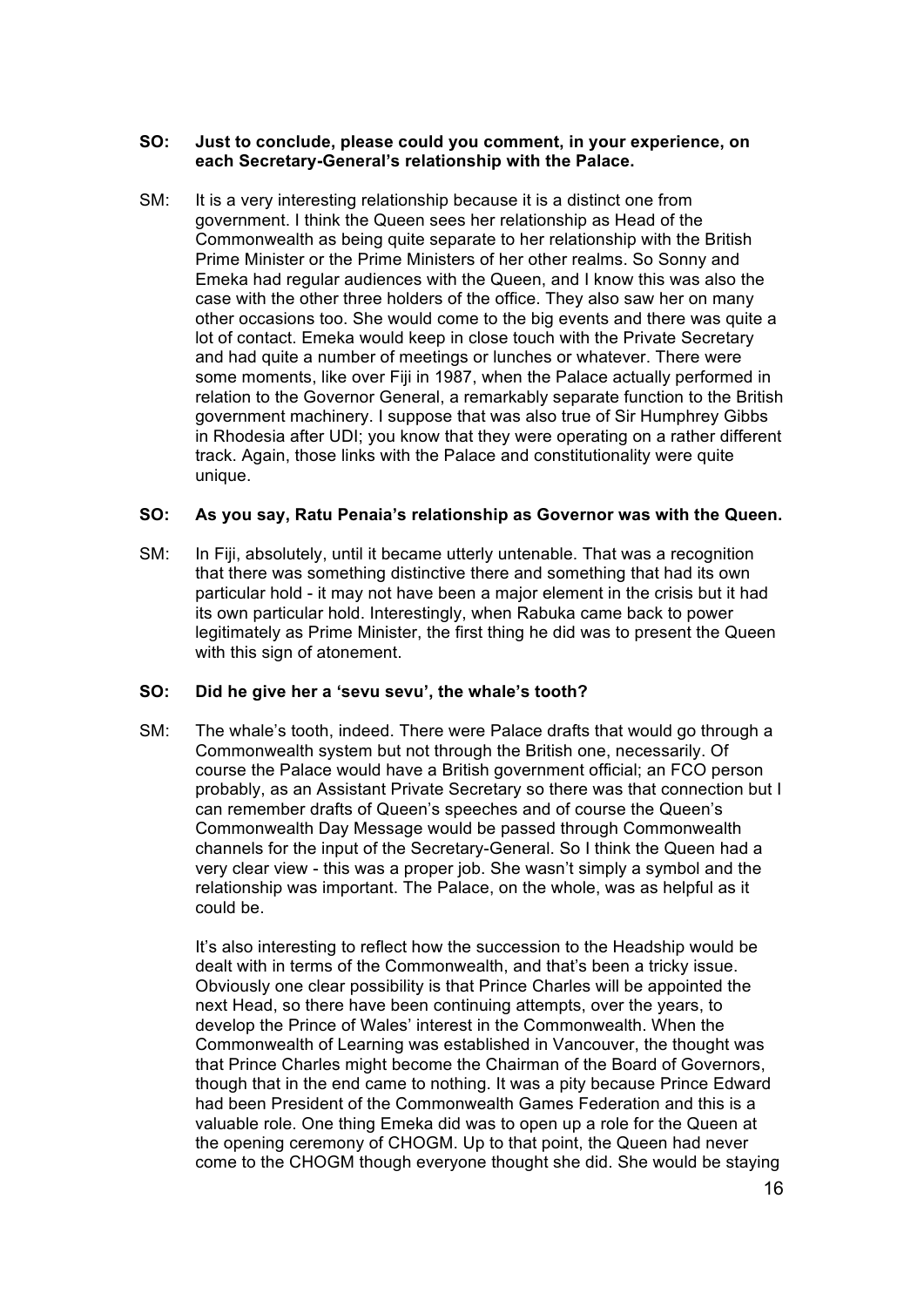**SO: Just to conclude, please could you comment, in your experience, on each Secretary-General's relationship with the Palace.**

SM: It is a very interesting relationship because it is a distinct one from government. I think the Queen sees her relationship as Head of the Commonwealth as being quite separate to her relationship with the British Prime Minister or the Prime Ministers of her other realms. So Sonny and Emeka had regular audiences with the Queen, and I know this was also the case with the other three holders of the office. They also saw her on many other occasions too. She would come to the big events and there was quite a lot of contact. Emeka would keep in close touch with the Private Secretary and had quite a number of meetings or lunches or whatever. There were some moments, like over Fiji in 1987, when the Palace actually performed in relation to the Governor General, a remarkably separate function to the British government machinery. I suppose that was also true of Sir Humphrey Gibbs in Rhodesia after UDI; you know that they were operating on a rather different track. Again, those links with the Palace and constitutionality were quite unique.

**SO: As you say, Ratu Penaia's relationship as Governor was with the Queen.**

SM: In Fiji, absolutely, until it became utterly untenable. That was a recognition that there was something distinctive there and something that had its own particular hold - it may not have been a major element in the crisis but it had its own particular hold. Interestingly, when Rabuka came back to power legitimately as Prime Minister, the first thing he did was to present the Queen with this sign of atonement.

**SO: Did he give her a 'sevu sevu', the whale's tooth?**

SM: The whale's tooth, indeed. There were Palace drafts that would go through a Commonwealth system but not through the British one, necessarily. Of course the Palace would have a British government official; an FCO person probably, as an Assistant Private Secretary so there was that connection but I can remember drafts of Queen's speeches and of course the Queen's Commonwealth Day Message would be passed through Commonwealth channels for the input of the Secretary-General. So I think the Queen had a very clear view - this was a proper job. She wasn't simply a symbol and the relationship was important. The Palace, on the whole, was as helpful as it could be.

It's also interesting to reflect how the succession to the Headship would be dealt with in terms of the Commonwealth, and that's been a tricky issue. Obviously one clear possibility is that Prince Charles will be appointed the next Head, so there have been continuing attempts, over the years, to develop the Prince of Wales' interest in the Commonwealth. When the Commonwealth of Learning was established in Vancouver, the thought was that Prince Charles might become the Chairman of the Board of Governors, though that in the end came to nothing. It was a pity because Prince Edward had been President of the Commonwealth Games Federation and this is a valuable role. One thing Emeka did was to open up a role for the Queen at the opening ceremony of CHOGM. Up to that point, the Queen had never come to the CHOGM though everyone thought she did. She would be staying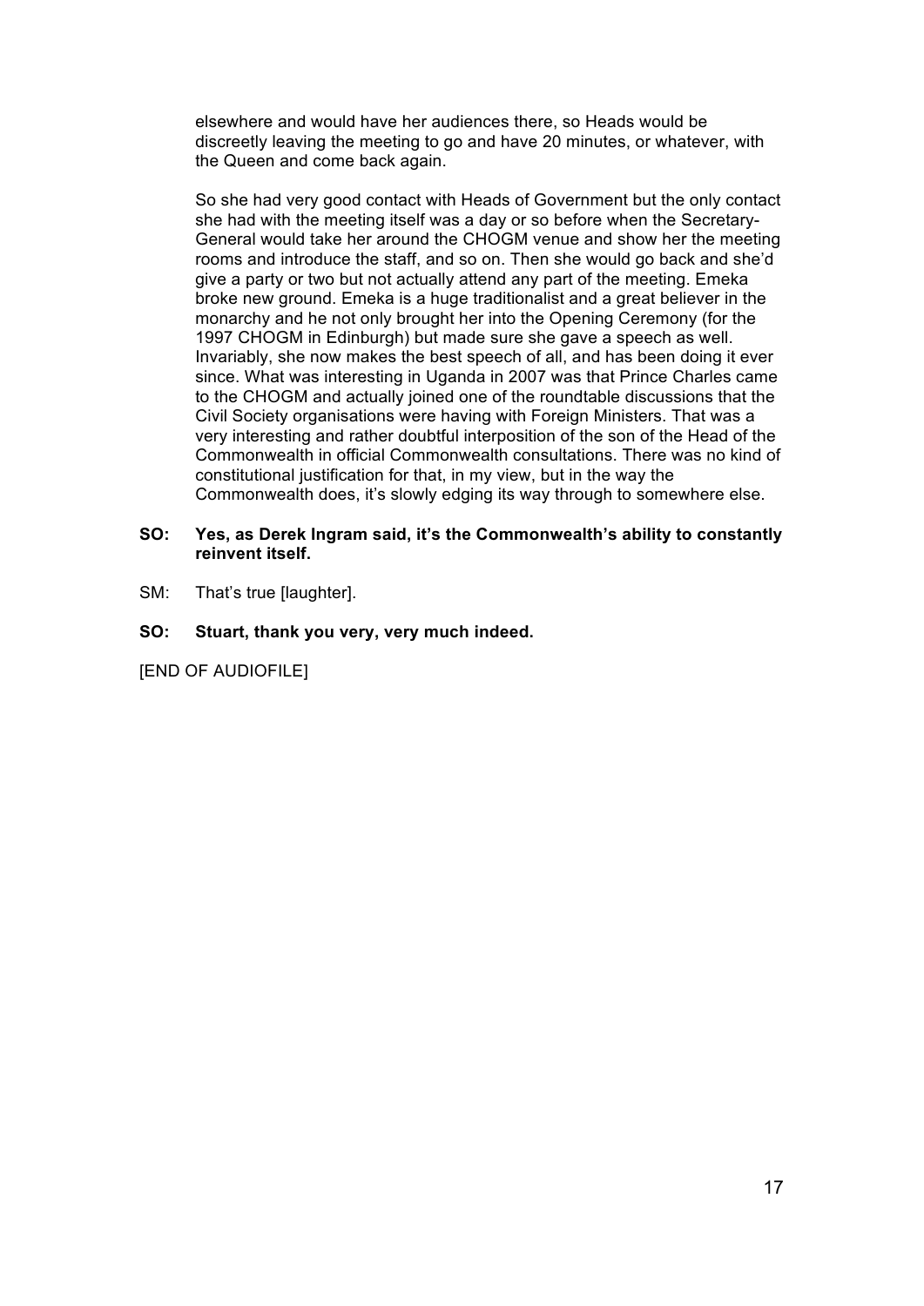elsewhere and would have her audiences there, so Heads would be discreetly leaving the meeting to go and have 20 minutes, or whatever, with the Queen and come back again.

So she had very good contact with Heads of Government but the only contact she had with the meeting itself was a day or so before when the Secretary-General would take her around the CHOGM venue and show her the meeting rooms and introduce the staff, and so on. Then she would go back and she'd give a party or two but not actually attend any part of the meeting. Emeka broke new ground. Emeka is a huge traditionalist and a great believer in the monarchy and he not only brought her into the Opening Ceremony (for the 1997 CHOGM in Edinburgh) but made sure she gave a speech as well. Invariably, she now makes the best speech of all, and has been doing it ever since. What was interesting in Uganda in 2007 was that Prince Charles came to the CHOGM and actually joined one of the roundtable discussions that the Civil Society organisations were having with Foreign Ministers. That was a very interesting and rather doubtful interposition of the son of the Head of the Commonwealth in official Commonwealth consultations. There was no kind of constitutional justification for that, in my view, but in the way the Commonwealth does, it's slowly edging its way through to somewhere else.

**SO: Yes, as Derek Ingram said, it's the Commonwealth's ability to constantly reinvent itself.**

SM: That's true [laughter].

**SO: Stuart, thank you very, very much indeed.**

[END OF AUDIOFILE]